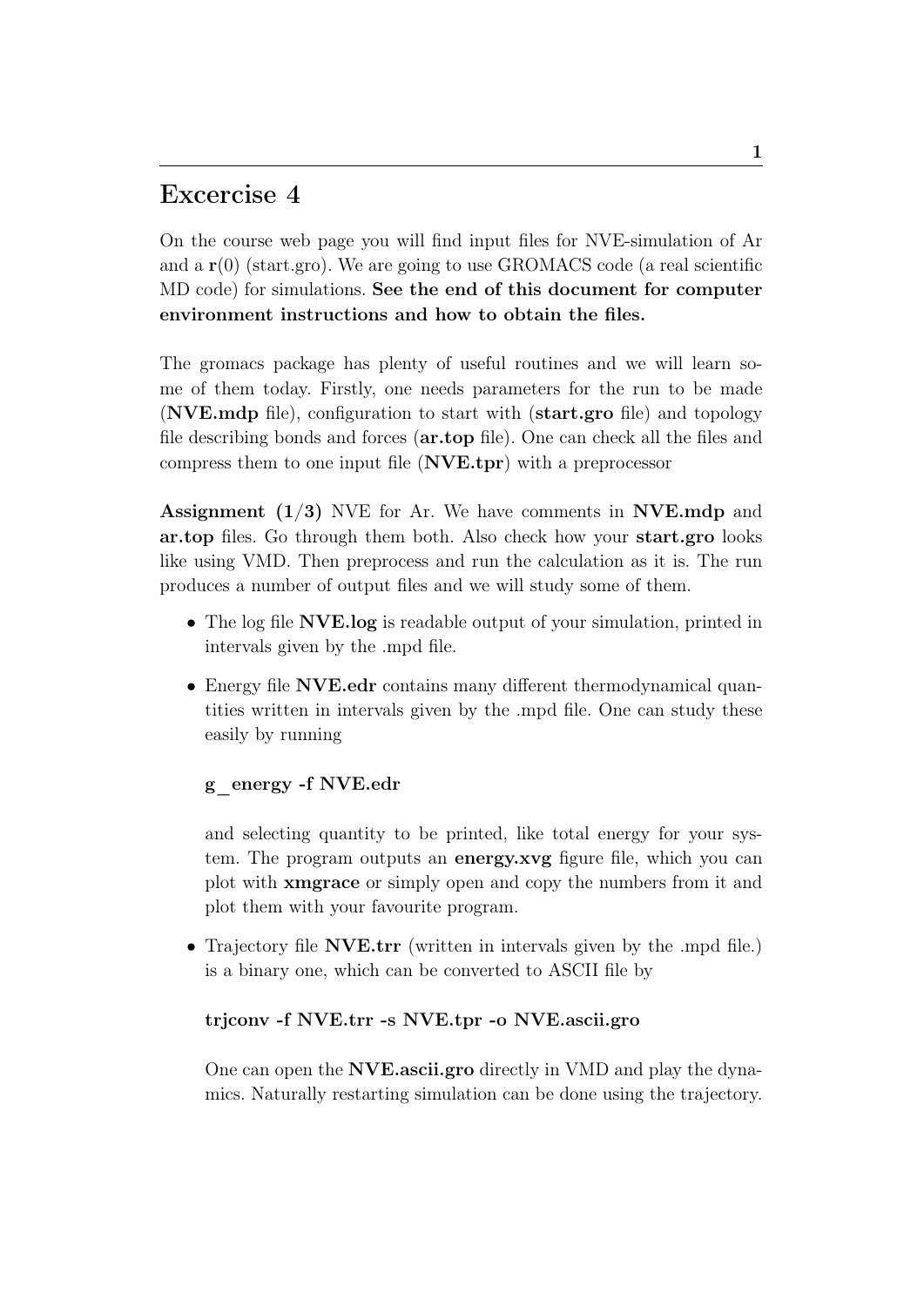# Excercise 4

On the course web page you will find input files for NVE-simulation of Ar and a $\mathbf{r}(0)$ (start.gro). We are going to use GROMACS code (a real scientific MD code) for simulations. **See the end of this document for computer environment instructions and how to obtain the files.**

The gromacs package has plenty of useful routines and we will learn some of them today. Firstly, one needs parameters for the run to be made (**NVE.mdp** file), configuration to start with (**start.gro** file) and topology file describing bonds and forces (**ar.top** file). One can check all the files and compress them to one input file (**NVE.tpr**) with a preprocessor

**Assignment (1/3)** NVE for Ar. We have comments in **NVE.mdp** and **ar.top** files. Go through them both. Also check how your **start.gro** looks like using VMD. Then preprocess and run the calculation as it is. The run produces a number of output files and we will study some of them.

- The log file **NVE.log** is readable output of your simulation, printed in intervals given by the .mpd file.
- Energy file **NVE.edr** contains many different thermodynamical quantities written in intervals given by the .mpd file. One can study these easily by running

  **g_energy -f NVE.edr**

  and selecting quantity to be printed, like total energy for your system. The program outputs an **energy.xvg** figure file, which you can plot with **xmgrace** or simply open and copy the numbers from it and plot them with your favourite program.
- Trajectory file **NVE.trr** (written in intervals given by the .mpd file.) is a binary one, which can be converted to ASCII file by

  **trjconv -f NVE.trr -s NVE.tpr -o NVE.ascii.gro**

  One can open the **NVE.ascii.gro** directly in VMD and play the dynamics. Naturally restarting simulation can be done using the trajectory.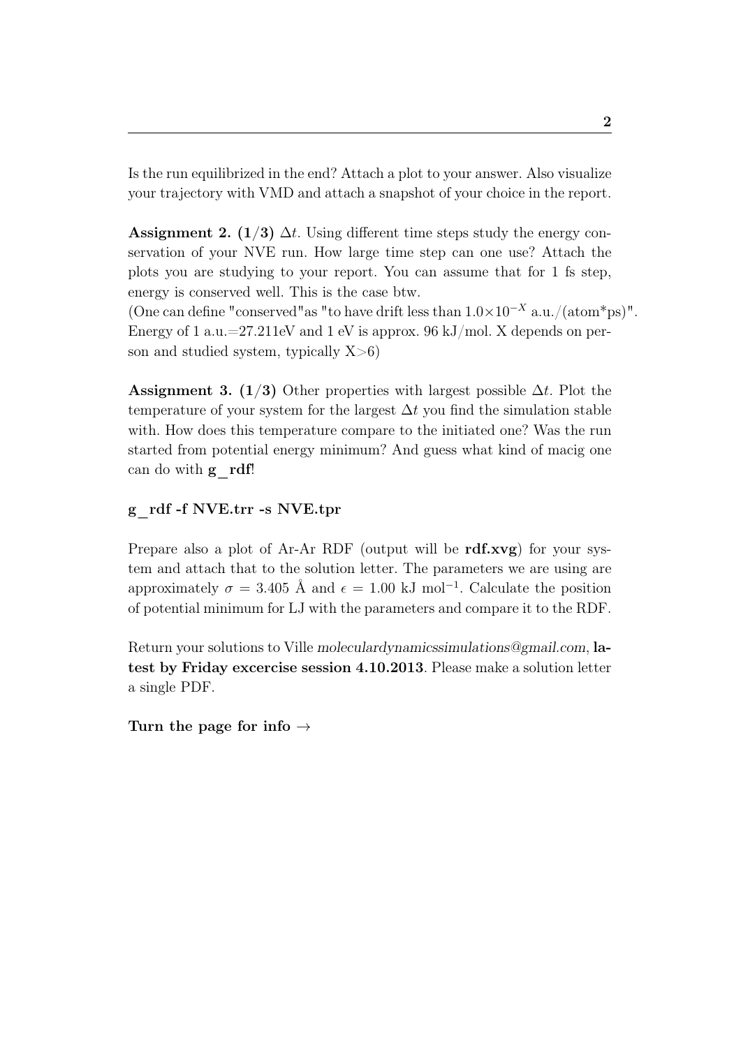Is the run equilibrized in the end? Attach a plot to your answer. Also visualize your trajectory with VMD and attach a snapshot of your choice in the report.

**Assignment 2. (1/3)** $\Delta t$. Using different time steps study the energy conservation of your NVE run. How large time step can one use? Attach the plots you are studying to your report. You can assume that for 1 fs step, energy is conserved well. This is the case btw.
(One can define "conserved"as "to have drift less than $1.0 \times 10^{-X}$ a.u./(atom*ps)". Energy of 1 a.u.=27.211eV and 1 eV is approx. 96 kJ/mol. X depends on person and studied system, typically X>6)

**Assignment 3. (1/3)** Other properties with largest possible $\Delta t$. Plot the temperature of your system for the largest $\Delta t$ you find the simulation stable with. How does this temperature compare to the initiated one? Was the run started from potential energy minimum? And guess what kind of macig one can do with **g_rdf**!

**g_rdf -f NVE.trr -s NVE.tpr**

Prepare also a plot of Ar-Ar RDF (output will be **rdf.xvg**) for your system and attach that to the solution letter. The parameters we are using are approximately $\sigma = 3.405$ Å and $\epsilon = 1.00$ kJ mol$^{-1}$. Calculate the position of potential minimum for LJ with the parameters and compare it to the RDF.

Return your solutions to Ville *moleculardynamicssimulations@gmail.com*, **latest by Friday excercise session 4.10.2013**. Please make a solution letter a single PDF.

**Turn the page for info →**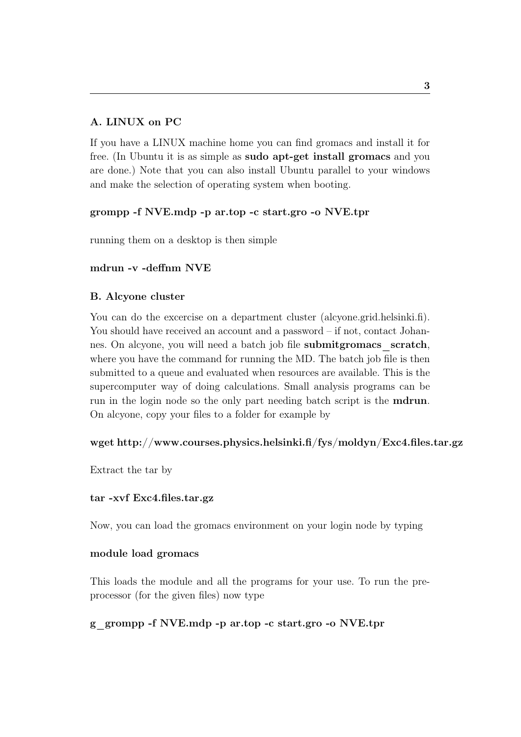### A. LINUX on PC

If you have a LINUX machine home you can find gromacs and install it for free. (In Ubuntu it is as simple as **sudo apt-get install gromacs** and you are done.) Note that you can also install Ubuntu parallel to your windows and make the selection of operating system when booting.

**grompp -f NVE.mdp -p ar.top -c start.gro -o NVE.tpr**

running them on a desktop is then simple

**mdrun -v -deffnm NVE**

### B. Alcyone cluster

You can do the excercise on a department cluster (alcyone.grid.helsinki.fi). You should have received an account and a password – if not, contact Johannes. On alcyone, you will need a batch job file **submitgromacs_scratch**, where you have the command for running the MD. The batch job file is then submitted to a queue and evaluated when resources are available. This is the supercomputer way of doing calculations. Small analysis programs can be run in the login node so the only part needing batch script is the **mdrun**. On alcyone, copy your files to a folder for example by

**wget http://www.courses.physics.helsinki.fi/fys/moldyn/Exc4.files.tar.gz**

Extract the tar by

**tar -xvf Exc4.files.tar.gz**

Now, you can load the gromacs environment on your login node by typing

**module load gromacs**

This loads the module and all the programs for your use. To run the preprocessor (for the given files) now type

**g_grompp -f NVE.mdp -p ar.top -c start.gro -o NVE.tpr**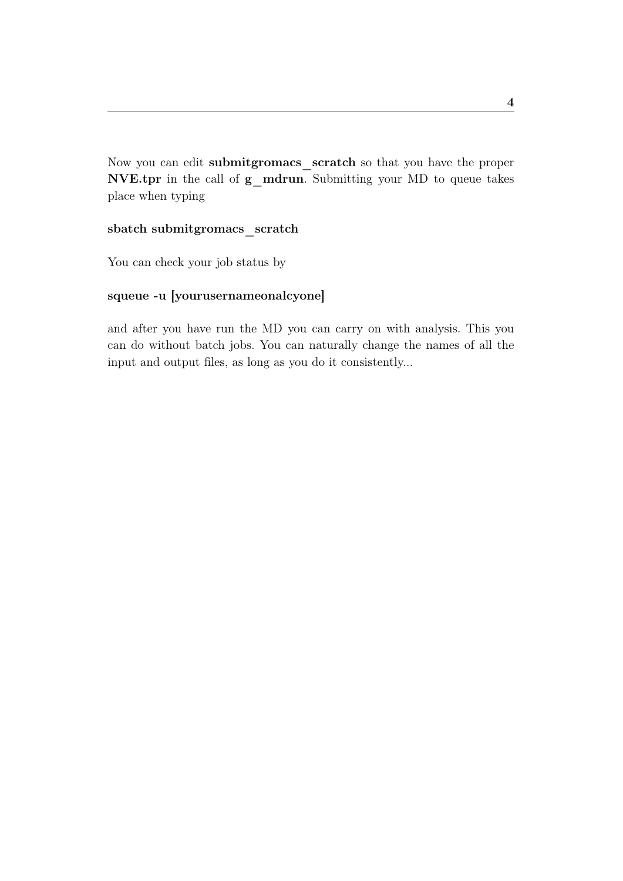Now you can edit **submitgromacs_scratch** so that you have the proper **NVE.tpr** in the call of **g_mdrun**. Submitting your MD to queue takes place when typing

**sbatch submitgromacs_scratch**

You can check your job status by

**squeue -u [yourusernameonalcyone]**

and after you have run the MD you can carry on with analysis. This you can do without batch jobs. You can naturally change the names of all the input and output files, as long as you do it consistently...